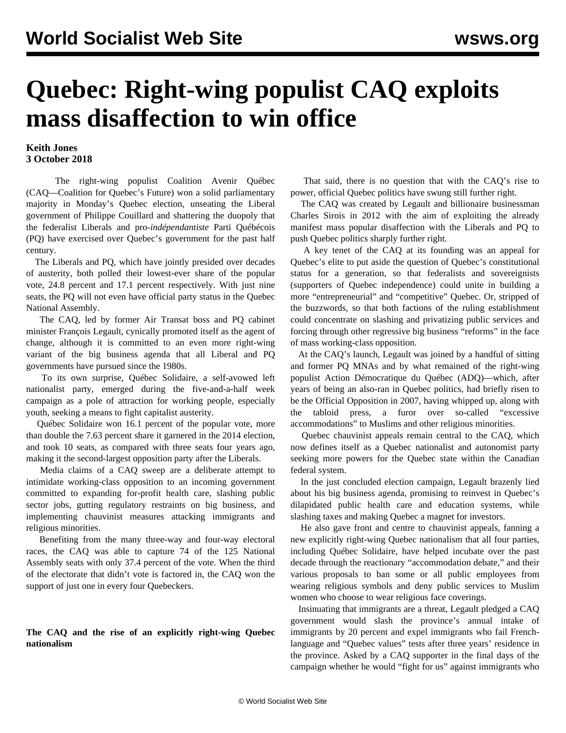# Quebec: Right-wing populist CAQ exploits mass disaffection to win office

**Keith Jones**
**3 October 2018**

The right-wing populist Coalition Avenir Québec (CAQ—Coalition for Quebec's Future) won a solid parliamentary majority in Monday's Quebec election, unseating the Liberal government of Philippe Couillard and shattering the duopoly that the federalist Liberals and pro-*indépendantiste* Parti Québécois (PQ) have exercised over Quebec's government for the past half century.

The Liberals and PQ, which have jointly presided over decades of austerity, both polled their lowest-ever share of the popular vote, 24.8 percent and 17.1 percent respectively. With just nine seats, the PQ will not even have official party status in the Quebec National Assembly.

The CAQ, led by former Air Transat boss and PQ cabinet minister François Legault, cynically promoted itself as the agent of change, although it is committed to an even more right-wing variant of the big business agenda that all Liberal and PQ governments have pursued since the 1980s.

To its own surprise, Québec Solidaire, a self-avowed left nationalist party, emerged during the five-and-a-half week campaign as a pole of attraction for working people, especially youth, seeking a means to fight capitalist austerity.

Québec Solidaire won 16.1 percent of the popular vote, more than double the 7.63 percent share it garnered in the 2014 election, and took 10 seats, as compared with three seats four years ago, making it the second-largest opposition party after the Liberals.

Media claims of a CAQ sweep are a deliberate attempt to intimidate working-class opposition to an incoming government committed to expanding for-profit health care, slashing public sector jobs, gutting regulatory restraints on big business, and implementing chauvinist measures attacking immigrants and religious minorities.

Benefiting from the many three-way and four-way electoral races, the CAQ was able to capture 74 of the 125 National Assembly seats with only 37.4 percent of the vote. When the third of the electorate that didn't vote is factored in, the CAQ won the support of just one in every four Quebeckers.

That said, there is no question that with the CAQ's rise to power, official Quebec politics have swung still further right.

**The CAQ and the rise of an explicitly right-wing Quebec nationalism**

The CAQ was created by Legault and billionaire businessman Charles Sirois in 2012 with the aim of exploiting the already manifest mass popular disaffection with the Liberals and PQ to push Quebec politics sharply further right.

A key tenet of the CAQ at its founding was an appeal for Quebec's elite to put aside the question of Quebec's constitutional status for a generation, so that federalists and sovereignists (supporters of Quebec independence) could unite in building a more "entrepreneurial" and "competitive" Quebec. Or, stripped of the buzzwords, so that both factions of the ruling establishment could concentrate on slashing and privatizing public services and forcing through other regressive big business "reforms" in the face of mass working-class opposition.

At the CAQ's launch, Legault was joined by a handful of sitting and former PQ MNAs and by what remained of the right-wing populist Action Démocratique du Québec (ADQ)—which, after years of being an also-ran in Quebec politics, had briefly risen to be the Official Opposition in 2007, having whipped up, along with the tabloid press, a furor over so-called "excessive accommodations" to Muslims and other religious minorities.

Quebec chauvinist appeals remain central to the CAQ, which now defines itself as a Quebec nationalist and autonomist party seeking more powers for the Quebec state within the Canadian federal system.

In the just concluded election campaign, Legault brazenly lied about his big business agenda, promising to reinvest in Quebec's dilapidated public health care and education systems, while slashing taxes and making Quebec a magnet for investors.

He also gave front and centre to chauvinist appeals, fanning a new explicitly right-wing Quebec nationalism that all four parties, including Québec Solidaire, have helped incubate over the past decade through the reactionary "accommodation debate," and their various proposals to ban some or all public employees from wearing religious symbols and deny public services to Muslim women who choose to wear religious face coverings.

Insinuating that immigrants are a threat, Legault pledged a CAQ government would slash the province's annual intake of immigrants by 20 percent and expel immigrants who fail French-language and "Quebec values" tests after three years' residence in the province. Asked by a CAQ supporter in the final days of the campaign whether he would "fight for us" against immigrants who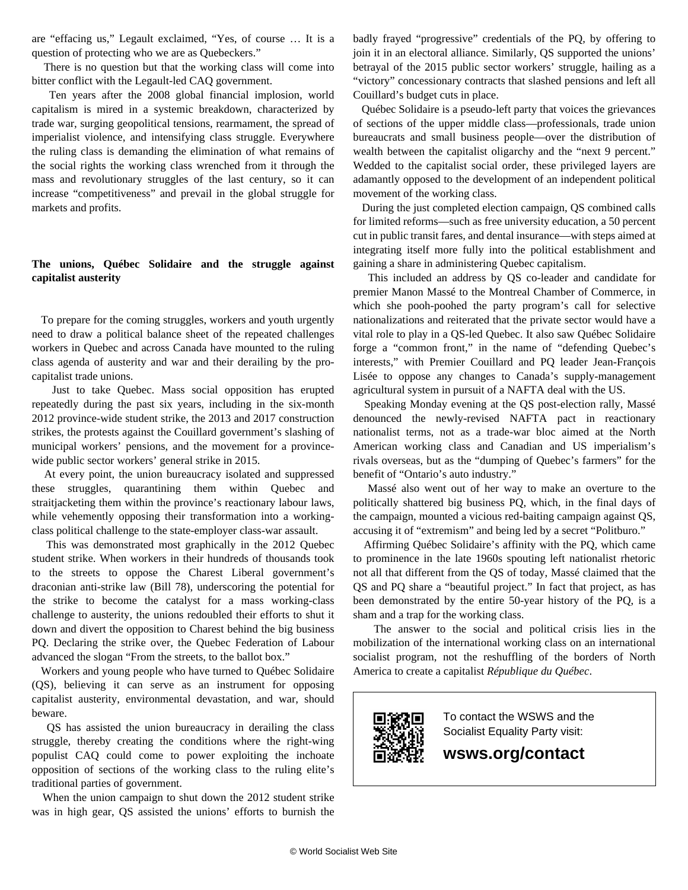are "effacing us," Legault exclaimed, "Yes, of course … It is a question of protecting who we are as Quebeckers."

There is no question but that the working class will come into bitter conflict with the Legault-led CAQ government.

Ten years after the 2008 global financial implosion, world capitalism is mired in a systemic breakdown, characterized by trade war, surging geopolitical tensions, rearmament, the spread of imperialist violence, and intensifying class struggle. Everywhere the ruling class is demanding the elimination of what remains of the social rights the working class wrenched from it through the mass and revolutionary struggles of the last century, so it can increase "competitiveness" and prevail in the global struggle for markets and profits.

**The unions, Québec Solidaire and the struggle against capitalist austerity**

To prepare for the coming struggles, workers and youth urgently need to draw a political balance sheet of the repeated challenges workers in Quebec and across Canada have mounted to the ruling class agenda of austerity and war and their derailing by the pro-capitalist trade unions.

Just to take Quebec. Mass social opposition has erupted repeatedly during the past six years, including in the six-month 2012 province-wide student strike, the 2013 and 2017 construction strikes, the protests against the Couillard government's slashing of municipal workers' pensions, and the movement for a province-wide public sector workers' general strike in 2015.

At every point, the union bureaucracy isolated and suppressed these struggles, quarantining them within Quebec and straitjacketing them within the province's reactionary labour laws, while vehemently opposing their transformation into a working-class political challenge to the state-employer class-war assault.

This was demonstrated most graphically in the 2012 Quebec student strike. When workers in their hundreds of thousands took to the streets to oppose the Charest Liberal government's draconian anti-strike law (Bill 78), underscoring the potential for the strike to become the catalyst for a mass working-class challenge to austerity, the unions redoubled their efforts to shut it down and divert the opposition to Charest behind the big business PQ. Declaring the strike over, the Quebec Federation of Labour advanced the slogan "From the streets, to the ballot box."

Workers and young people who have turned to Québec Solidaire (QS), believing it can serve as an instrument for opposing capitalist austerity, environmental devastation, and war, should beware.

QS has assisted the union bureaucracy in derailing the class struggle, thereby creating the conditions where the right-wing populist CAQ could come to power exploiting the inchoate opposition of sections of the working class to the ruling elite's traditional parties of government.

When the union campaign to shut down the 2012 student strike was in high gear, QS assisted the unions' efforts to burnish the badly frayed "progressive" credentials of the PQ, by offering to join it in an electoral alliance. Similarly, QS supported the unions' betrayal of the 2015 public sector workers' struggle, hailing as a "victory" concessionary contracts that slashed pensions and left all Couillard's budget cuts in place.

Québec Solidaire is a pseudo-left party that voices the grievances of sections of the upper middle class—professionals, trade union bureaucrats and small business people—over the distribution of wealth between the capitalist oligarchy and the "next 9 percent." Wedded to the capitalist social order, these privileged layers are adamantly opposed to the development of an independent political movement of the working class.

During the just completed election campaign, QS combined calls for limited reforms—such as free university education, a 50 percent cut in public transit fares, and dental insurance—with steps aimed at integrating itself more fully into the political establishment and gaining a share in administering Quebec capitalism.

This included an address by QS co-leader and candidate for premier Manon Massé to the Montreal Chamber of Commerce, in which she pooh-poohed the party program's call for selective nationalizations and reiterated that the private sector would have a vital role to play in a QS-led Quebec. It also saw Québec Solidaire forge a "common front," in the name of "defending Quebec's interests," with Premier Couillard and PQ leader Jean-François Lisée to oppose any changes to Canada's supply-management agricultural system in pursuit of a NAFTA deal with the US.

Speaking Monday evening at the QS post-election rally, Massé denounced the newly-revised NAFTA pact in reactionary nationalist terms, not as a trade-war bloc aimed at the North American working class and Canadian and US imperialism's rivals overseas, but as the "dumping of Quebec's farmers" for the benefit of "Ontario's auto industry."

Massé also went out of her way to make an overture to the politically shattered big business PQ, which, in the final days of the campaign, mounted a vicious red-baiting campaign against QS, accusing it of "extremism" and being led by a secret "Politburo."

Affirming Québec Solidaire's affinity with the PQ, which came to prominence in the late 1960s spouting left nationalist rhetoric not all that different from the QS of today, Massé claimed that the QS and PQ share a "beautiful project." In fact that project, as has been demonstrated by the entire 50-year history of the PQ, is a sham and a trap for the working class.

The answer to the social and political crisis lies in the mobilization of the international working class on an international socialist program, not the reshuffling of the borders of North America to create a capitalist *République du Québec*.

To contact the WSWS and the Socialist Equality Party visit:

**wsws.org/contact**